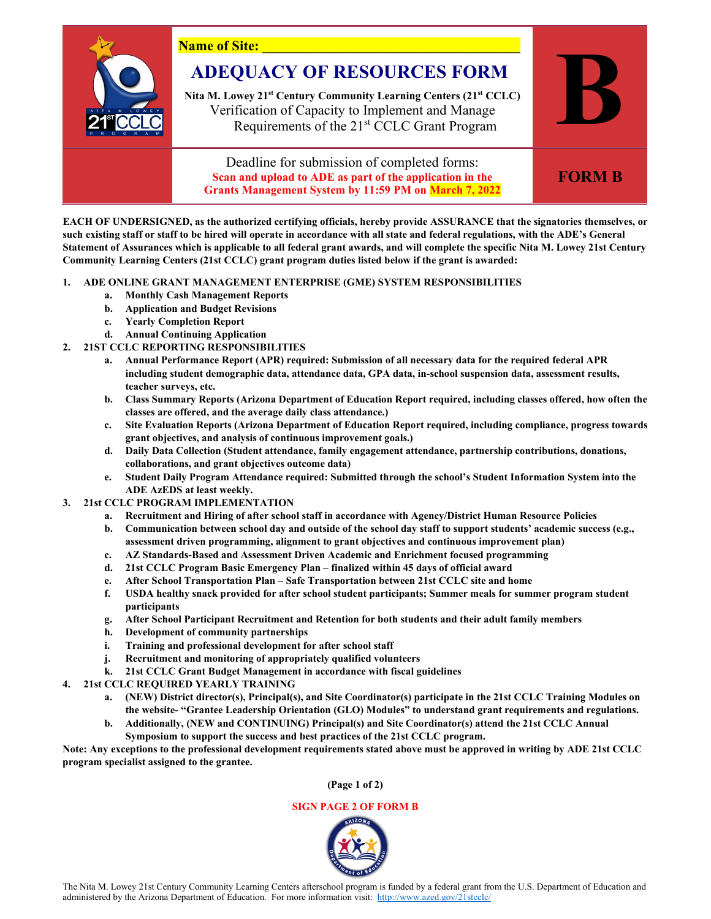Name of Site: ______________________________________

# ADEQUACY OF RESOURCES FORM

**Nita M. Lowey 21st Century Community Learning Centers (21st CCLC)**
Verification of Capacity to Implement and Manage Requirements of the 21st CCLC Grant Program

# B

Deadline for submission of completed forms:
**Scan and upload to ADE as part of the application in the Grants Management System by 11:59 PM on March 7, 2022**

**FORM B**

**EACH OF UNDERSIGNED, as the authorized certifying officials, hereby provide ASSURANCE that the signatories themselves, or such existing staff or staff to be hired will operate in accordance with all state and federal regulations, with the ADE's General Statement of Assurances which is applicable to all federal grant awards, and will complete the specific Nita M. Lowey 21st Century Community Learning Centers (21st CCLC) grant program duties listed below if the grant is awarded:**

1. **ADE ONLINE GRANT MANAGEMENT ENTERPRISE (GME) SYSTEM RESPONSIBILITIES**
   a. **Monthly Cash Management Reports**
   b. **Application and Budget Revisions**
   c. **Yearly Completion Report**
   d. **Annual Continuing Application**
2. **21ST CCLC REPORTING RESPONSIBILITIES**
   a. **Annual Performance Report (APR) required: Submission of all necessary data for the required federal APR including student demographic data, attendance data, GPA data, in-school suspension data, assessment results, teacher surveys, etc.**
   b. **Class Summary Reports (Arizona Department of Education Report required, including classes offered, how often the classes are offered, and the average daily class attendance.)**
   c. **Site Evaluation Reports (Arizona Department of Education Report required, including compliance, progress towards grant objectives, and analysis of continuous improvement goals.)**
   d. **Daily Data Collection (Student attendance, family engagement attendance, partnership contributions, donations, collaborations, and grant objectives outcome data)**
   e. **Student Daily Program Attendance required: Submitted through the school's Student Information System into the ADE AzEDS at least weekly.**
3. **21st CCLC PROGRAM IMPLEMENTATION**
   a. **Recruitment and Hiring of after school staff in accordance with Agency/District Human Resource Policies**
   b. **Communication between school day and outside of the school day staff to support students' academic success (e.g., assessment driven programming, alignment to grant objectives and continuous improvement plan)**
   c. **AZ Standards-Based and Assessment Driven Academic and Enrichment focused programming**
   d. **21st CCLC Program Basic Emergency Plan – finalized within 45 days of official award**
   e. **After School Transportation Plan – Safe Transportation between 21st CCLC site and home**
   f. **USDA healthy snack provided for after school student participants; Summer meals for summer program student participants**
   g. **After School Participant Recruitment and Retention for both students and their adult family members**
   h. **Development of community partnerships**
   i. **Training and professional development for after school staff**
   j. **Recruitment and monitoring of appropriately qualified volunteers**
   k. **21st CCLC Grant Budget Management in accordance with fiscal guidelines**
4. **21st CCLC REQUIRED YEARLY TRAINING**
   a. **(NEW) District director(s), Principal(s), and Site Coordinator(s) participate in the 21st CCLC Training Modules on the website- "Grantee Leadership Orientation (GLO) Modules" to understand grant requirements and regulations.**
   b. **Additionally, (NEW and CONTINUING) Principal(s) and Site Coordinator(s) attend the 21st CCLC Annual Symposium to support the success and best practices of the 21st CCLC program.**

**Note: Any exceptions to the professional development requirements stated above must be approved in writing by ADE 21st CCLC program specialist assigned to the grantee.**

**SIGN PAGE 2 OF FORM B**

The Nita M. Lowey 21st Century Community Learning Centers afterschool program is funded by a federal grant from the U.S. Department of Education and administered by the Arizona Department of Education. For more information visit: http://www.azed.gov/21stcclc/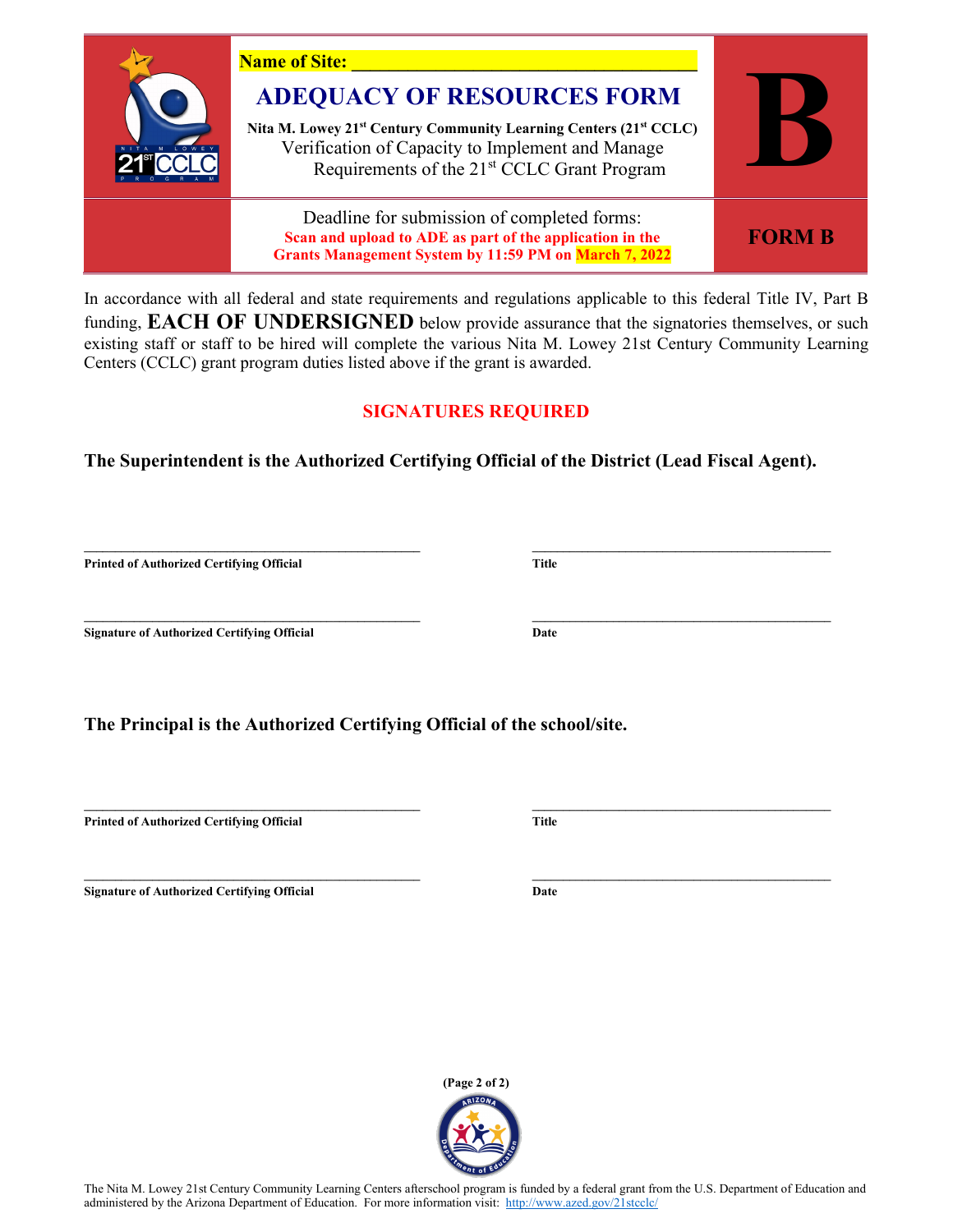**Name of Site:** ___________________________________

# ADEQUACY OF RESOURCES FORM

**Nita M. Lowey 21st Century Community Learning Centers (21st CCLC)**
Verification of Capacity to Implement and Manage Requirements of the 21st CCLC Grant Program

# B

Deadline for submission of completed forms:
**Scan and upload to ADE as part of the application in the Grants Management System by 11:59 PM on March 7, 2022**

**FORM B**

In accordance with all federal and state requirements and regulations applicable to this federal Title IV, Part B funding, **EACH OF UNDERSIGNED** below provide assurance that the signatories themselves, or such existing staff or staff to be hired will complete the various Nita M. Lowey 21st Century Community Learning Centers (CCLC) grant program duties listed above if the grant is awarded.

## SIGNATURES REQUIRED

### The Superintendent is the Authorized Certifying Official of the District (Lead Fiscal Agent).

_____________________________________________ &nbsp;&nbsp;&nbsp; _____________________________________________
**Printed of Authorized Certifying Official** &nbsp;&nbsp;&nbsp; **Title**

_____________________________________________ &nbsp;&nbsp;&nbsp; _____________________________________________
**Signature of Authorized Certifying Official** &nbsp;&nbsp;&nbsp; **Date**

### The Principal is the Authorized Certifying Official of the school/site.

_____________________________________________ &nbsp;&nbsp;&nbsp; _____________________________________________
**Printed of Authorized Certifying Official** &nbsp;&nbsp;&nbsp; **Title**

_____________________________________________ &nbsp;&nbsp;&nbsp; _____________________________________________
**Signature of Authorized Certifying Official** &nbsp;&nbsp;&nbsp; **Date**

The Nita M. Lowey 21st Century Community Learning Centers afterschool program is funded by a federal grant from the U.S. Department of Education and administered by the Arizona Department of Education. For more information visit: http://www.azed.gov/21stcclc/